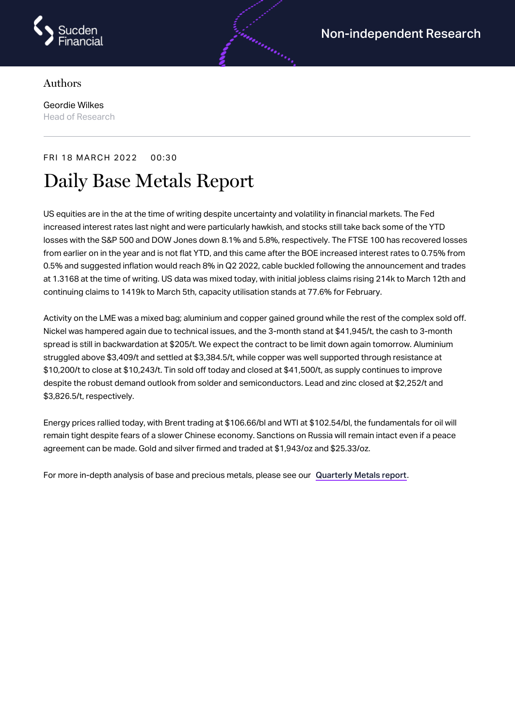Non-independent Research

Authors

Geordie Wilkes
Head of Research

FRI 18 MARCH 2022 00:30

# Daily Base Metals Report

US equities are in the at the time of writing despite uncertainty and volatility in financial markets. The Fed increased interest rates last night and were particularly hawkish, and stocks still take back some of the YTD losses with the S&P 500 and DOW Jones down 8.1% and 5.8%, respectively. The FTSE 100 has recovered losses from earlier on in the year and is not flat YTD, and this came after the BOE increased interest rates to 0.75% from 0.5% and suggested inflation would reach 8% in Q2 2022, cable buckled following the announcement and trades at 1.3168 at the time of writing. US data was mixed today, with initial jobless claims rising 214k to March 12th and continuing claims to 1419k to March 5th, capacity utilisation stands at 77.6% for February.

Activity on the LME was a mixed bag; aluminium and copper gained ground while the rest of the complex sold off. Nickel was hampered again due to technical issues, and the 3-month stand at $41,945/t, the cash to 3-month spread is still in backwardation at $205/t. We expect the contract to be limit down again tomorrow. Aluminium struggled above $3,409/t and settled at $3,384.5/t, while copper was well supported through resistance at $10,200/t to close at $10,243/t. Tin sold off today and closed at $41,500/t, as supply continues to improve despite the robust demand outlook from solder and semiconductors. Lead and zinc closed at $2,252/t and $3,826.5/t, respectively.

Energy prices rallied today, with Brent trading at $106.66/bl and WTI at $102.54/bl, the fundamentals for oil will remain tight despite fears of a slower Chinese economy. Sanctions on Russia will remain intact even if a peace agreement can be made. Gold and silver firmed and traded at $1,943/oz and $25.33/oz.

For more in-depth analysis of base and precious metals, please see our Quarterly Metals report.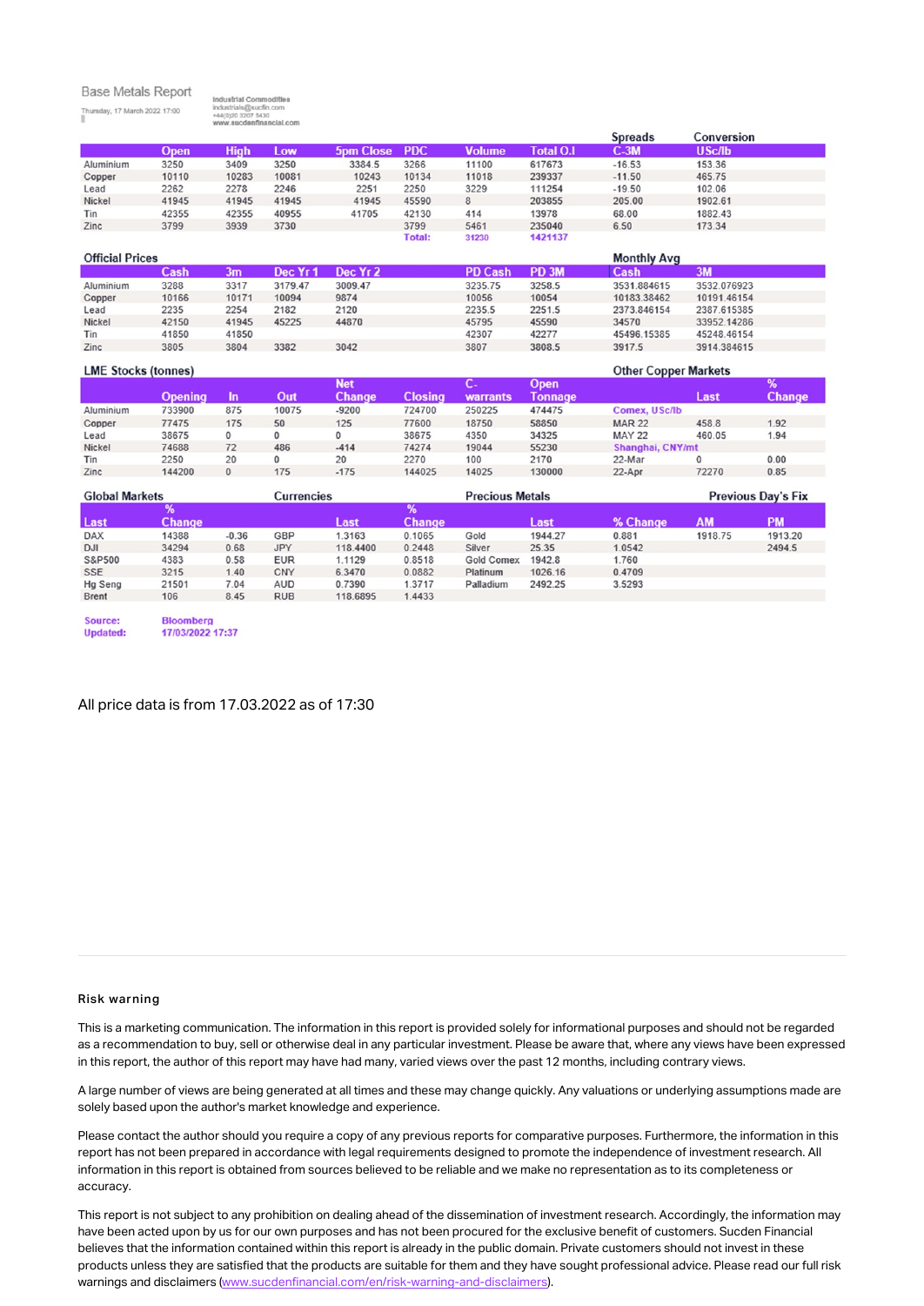# Base Metals Report

Thursday, 17 March 2022 17:00

Industrial Commodities
industrials@sucfin.com
+44(0)20 3207 5430
www.sucdenfinancial.com

| | Open | High | Low | 5pm Close | PDC | Volume | Total O.I | Spreads C-3M | Conversion USc/lb |
|---|---|---|---|---|---|---|---|---|---|
| Aluminium | 3250 | 3409 | 3250 | 3384.5 | 3266 | 11100 | 617673 | -16.53 | 153.36 |
| Copper | 10110 | 10283 | 10081 | 10243 | 10134 | 11018 | 239337 | -11.50 | 465.75 |
| Lead | 2262 | 2278 | 2246 | 2251 | 2250 | 3229 | 111254 | -19.50 | 102.06 |
| Nickel | 41945 | 41945 | 41945 | 41945 | 45590 | 8 | 203855 | 205.00 | 1902.61 |
| Tin | 42355 | 42355 | 40955 | 41705 | 42130 | 414 | 13978 | 68.00 | 1882.43 |
| Zinc | 3799 | 3939 | 3730 | | 3799 | 5461 | 235040 | 6.50 | 173.34 |
| | | | | | Total: | 31230 | 1421137 | | |

## Official Prices

| | Cash | 3m | Dec Yr 1 | Dec Yr 2 | PD Cash | PD 3M | Monthly Avg Cash | 3M |
|---|---|---|---|---|---|---|---|---|
| Aluminium | 3288 | 3317 | 3179.47 | 3009.47 | 3235.75 | 3258.5 | 3531.884615 | 3532.076923 |
| Copper | 10166 | 10171 | 10094 | 9874 | 10056 | 10054 | 10183.38462 | 10191.46154 |
| Lead | 2235 | 2254 | 2182 | 2120 | 2235.5 | 2251.5 | 2373.846154 | 2387.615385 |
| Nickel | 42150 | 41945 | 45225 | 44870 | 45795 | 45590 | 34570 | 33952.14286 |
| Tin | 41850 | 41850 | | | 42307 | 42277 | 45496.15385 | 45248.46154 |
| Zinc | 3805 | 3804 | 3382 | 3042 | 3807 | 3808.5 | 3917.5 | 3914.384615 |

## LME Stocks (tonnes)

| | Opening | In | Out | Net Change | Closing | C-warrants | Open Tonnage |
|---|---|---|---|---|---|---|---|
| Aluminium | 733900 | 875 | 10075 | -9200 | 724700 | 250225 | 474475 |
| Copper | 77475 | 175 | 50 | 125 | 77600 | 18750 | 58850 |
| Lead | 38675 | 0 | 0 | 0 | 38675 | 4350 | 34325 |
| Nickel | 74688 | 72 | 486 | -414 | 74274 | 19044 | 55230 |
| Tin | 2250 | 20 | 0 | 20 | 2270 | 100 | 2170 |
| Zinc | 144200 | 0 | 175 | -175 | 144025 | 14025 | 130000 |

## Other Copper Markets

| | Last | % Change |
|---|---|---|
| Comex, USc/lb | | |
| MAR 22 | 458.8 | 1.92 |
| MAY 22 | 460.05 | 1.94 |
| Shanghai, CNY/mt | | |
| 22-Mar | 0 | 0.00 |
| 22-Apr | 72270 | 0.85 |

## Global Markets / Currencies / Precious Metals / Previous Day's Fix

| Global Markets | Last | % Change | Currencies | Last | % Change | Precious Metals | Last | % Change | AM | PM |
|---|---|---|---|---|---|---|---|---|---|---|
| DAX | 14388 | -0.36 | GBP | 1.3163 | 0.1065 | Gold | 1944.27 | 0.881 | 1918.75 | 1913.20 |
| DJI | 34294 | 0.68 | JPY | 118.4400 | 0.2448 | Silver | 25.35 | 1.0542 | | 2494.5 |
| S&P500 | 4383 | 0.58 | EUR | 1.1129 | 0.8518 | Gold Comex | 1942.8 | 1.760 | | |
| SSE | 3215 | 1.40 | CNY | 6.3470 | 0.0882 | Platinum | 1026.16 | 0.4709 | | |
| Hg Seng | 21501 | 7.04 | AUD | 0.7390 | 1.3717 | Palladium | 2492.25 | 3.5293 | | |
| Brent | 106 | 8.45 | RUB | 118.6895 | 1.4433 | | | | | |

Source: Bloomberg
Updated: 17/03/2022 17:37

All price data is from 17.03.2022 as of 17:30

## Risk warning

This is a marketing communication. The information in this report is provided solely for informational purposes and should not be regarded as a recommendation to buy, sell or otherwise deal in any particular investment. Please be aware that, where any views have been expressed in this report, the author of this report may have had many, varied views over the past 12 months, including contrary views.

A large number of views are being generated at all times and these may change quickly. Any valuations or underlying assumptions made are solely based upon the author's market knowledge and experience.

Please contact the author should you require a copy of any previous reports for comparative purposes. Furthermore, the information in this report has not been prepared in accordance with legal requirements designed to promote the independence of investment research. All information in this report is obtained from sources believed to be reliable and we make no representation as to its completeness or accuracy.

This report is not subject to any prohibition on dealing ahead of the dissemination of investment research. Accordingly, the information may have been acted upon by us for our own purposes and has not been procured for the exclusive benefit of customers. Sucden Financial believes that the information contained within this report is already in the public domain. Private customers should not invest in these products unless they are satisfied that the products are suitable for them and they have sought professional advice. Please read our full risk warnings and disclaimers (www.sucdenfinancial.com/en/risk-warning-and-disclaimers).